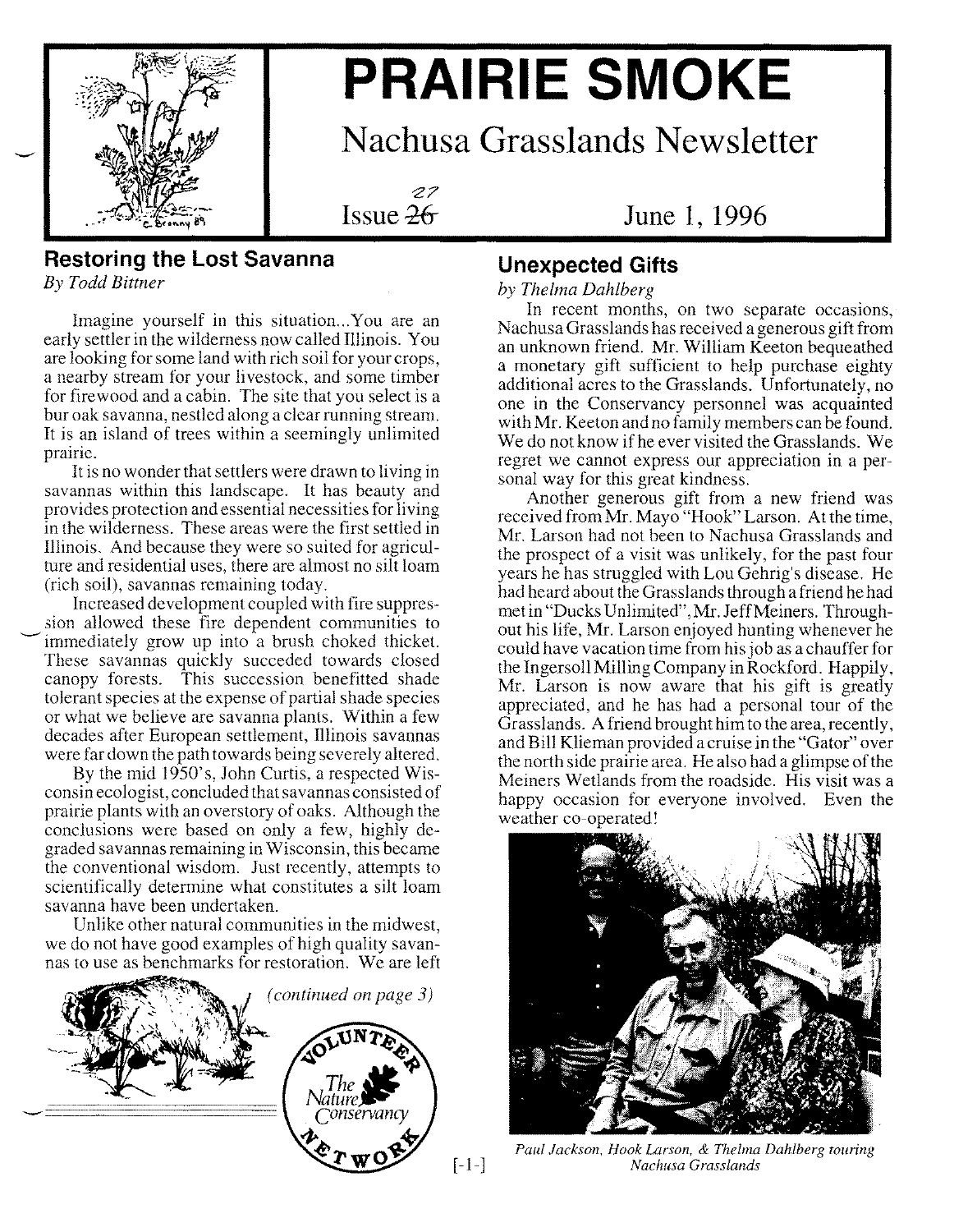# PRAIRIE SMOKE

## Nachusa Grasslands Newsletter

Issue ~~26~~ 27 June 1, 1996

## Restoring the Lost Savanna

*By Todd Bittner*

Imagine yourself in this situation...You are an early settler in the wilderness now called Illinois. You are looking for some land with rich soil for your crops, a nearby stream for your livestock, and some timber for firewood and a cabin. The site that you select is a bur oak savanna, nestled along a clear running stream. It is an island of trees within a seemingly unlimited prairie.

It is no wonder that settlers were drawn to living in savannas within this landscape. It has beauty and provides protection and essential necessities for living in the wilderness. These areas were the first settled in Illinois. And because they were so suited for agriculture and residential uses, there are almost no silt loam (rich soil), savannas remaining today.

Increased development coupled with fire suppression allowed these fire dependent communities to immediately grow up into a brush choked thicket. These savannas quickly succeded towards closed canopy forests. This succession benefitted shade tolerant species at the expense of partial shade species or what we believe are savanna plants. Within a few decades after European settlement, Illinois savannas were far down the path towards being severely altered.

By the mid 1950's, John Curtis, a respected Wisconsin ecologist, concluded that savannas consisted of prairie plants with an overstory of oaks. Although the conclusions were based on only a few, highly degraded savannas remaining in Wisconsin, this became the conventional wisdom. Just recently, attempts to scientifically determine what constitutes a silt loam savanna have been undertaken.

Unlike other natural communities in the midwest, we do not have good examples of high quality savannas to use as benchmarks for restoration. We are left

*(continued on page 3)*

## Unexpected Gifts

*by Thelma Dahlberg*

In recent months, on two separate occasions, Nachusa Grasslands has received a generous gift from an unknown friend. Mr. William Keeton bequeathed a monetary gift sufficient to help purchase eighty additional acres to the Grasslands. Unfortunately, no one in the Conservancy personnel was acquainted with Mr. Keeton and no family members can be found. We do not know if he ever visited the Grasslands. We regret we cannot express our appreciation in a personal way for this great kindness.

Another generous gift from a new friend was received from Mr. Mayo "Hook" Larson. At the time, Mr. Larson had not been to Nachusa Grasslands and the prospect of a visit was unlikely, for the past four years he has struggled with Lou Gehrig's disease. He had heard about the Grasslands through a friend he had met in "Ducks Unlimited", Mr. Jeff Meiners. Throughout his life, Mr. Larson enjoyed hunting whenever he could have vacation time from his job as a chauffer for the Ingersoll Milling Company in Rockford. Happily, Mr. Larson is now aware that his gift is greatly appreciated, and he has had a personal tour of the Grasslands. A friend brought him to the area, recently, and Bill Klieman provided a cruise in the "Gator" over the north side prairie area. He also had a glimpse of the Meiners Wetlands from the roadside. His visit was a happy occasion for everyone involved. Even the weather co-operated!

*Paul Jackson, Hook Larson, & Thelma Dahlberg touring Nachusa Grasslands*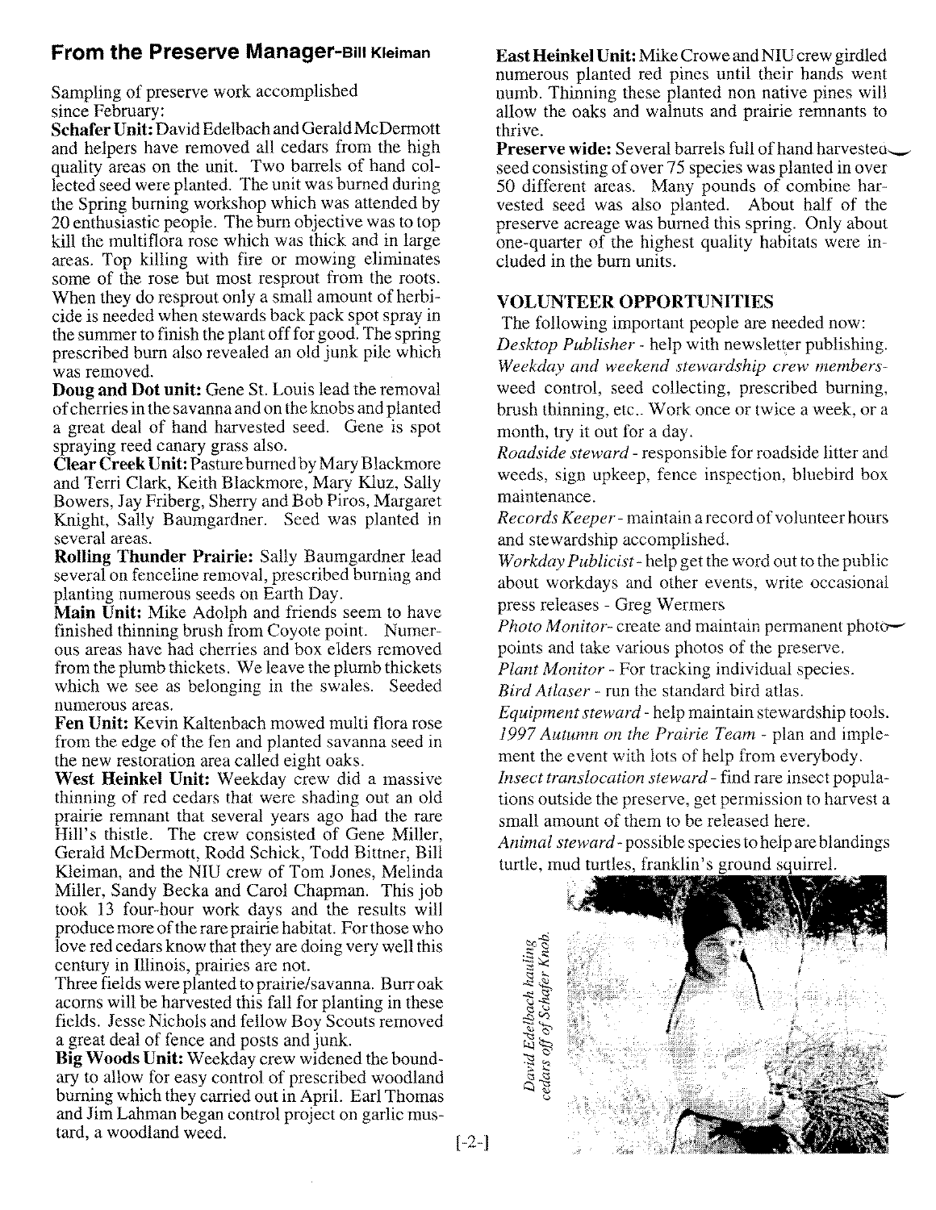## From the Preserve Manager-Bill Kleiman

Sampling of preserve work accomplished since February:

**Schafer Unit:** David Edelbach and Gerald McDermott and helpers have removed all cedars from the high quality areas on the unit. Two barrels of hand collected seed were planted. The unit was burned during the Spring burning workshop which was attended by 20 enthusiastic people. The burn objective was to top kill the multiflora rose which was thick and in large areas. Top killing with fire or mowing eliminates some of the rose but most resprout from the roots. When they do resprout only a small amount of herbicide is needed when stewards back pack spot spray in the summer to finish the plant off for good. The spring prescribed burn also revealed an old junk pile which was removed.

**Doug and Dot unit:** Gene St. Louis lead the removal of cherries in the savanna and on the knobs and planted a great deal of hand harvested seed. Gene is spot spraying reed canary grass also.

**Clear Creek Unit:** Pasture burned by Mary Blackmore and Terri Clark, Keith Blackmore, Mary Kluz, Sally Bowers, Jay Friberg, Sherry and Bob Piros, Margaret Knight, Sally Baumgardner. Seed was planted in several areas.

**Rolling Thunder Prairie:** Sally Baumgardner lead several on fenceline removal, prescribed burning and planting numerous seeds on Earth Day.

**Main Unit:** Mike Adolph and friends seem to have finished thinning brush from Coyote point. Numerous areas have had cherries and box elders removed from the plumb thickets. We leave the plumb thickets which we see as belonging in the swales. Seeded numerous areas.

**Fen Unit:** Kevin Kaltenbach mowed multi flora rose from the edge of the fen and planted savanna seed in the new restoration area called eight oaks.

**West Heinkel Unit:** Weekday crew did a massive thinning of red cedars that were shading out an old prairie remnant that several years ago had the rare Hill's thistle. The crew consisted of Gene Miller, Gerald McDermott, Rodd Schick, Todd Bittner, Bill Kleiman, and the NIU crew of Tom Jones, Melinda Miller, Sandy Becka and Carol Chapman. This job took 13 four-hour work days and the results will produce more of the rare prairie habitat. For those who love red cedars know that they are doing very well this century in Illinois, prairies are not.

Three fields were planted to prairie/savanna. Burr oak acorns will be harvested this fall for planting in these fields. Jesse Nichols and fellow Boy Scouts removed a great deal of fence and posts and junk.

**Big Woods Unit:** Weekday crew widened the boundary to allow for easy control of prescribed woodland burning which they carried out in April. Earl Thomas and Jim Lahman began control project on garlic mustard, a woodland weed.

**East Heinkel Unit:** Mike Crowe and NIU crew girdled numerous planted red pines until their hands went numb. Thinning these planted non native pines will allow the oaks and walnuts and prairie remnants to thrive.

**Preserve wide:** Several barrels full of hand harvested seed consisting of over 75 species was planted in over 50 different areas. Many pounds of combine harvested seed was also planted. About half of the preserve acreage was burned this spring. Only about one-quarter of the highest quality habitats were included in the burn units.

### VOLUNTEER OPPORTUNITIES

The following important people are needed now:

*Desktop Publisher* - help with newsletter publishing.

*Weekday and weekend stewardship crew members*- weed control, seed collecting, prescribed burning, brush thinning, etc.. Work once or twice a week, or a month, try it out for a day.

*Roadside steward* - responsible for roadside litter and weeds, sign upkeep, fence inspection, bluebird box maintenance.

*Records Keeper* - maintain a record of volunteer hours and stewardship accomplished.

*Workday Publicist* - help get the word out to the public about workdays and other events, write occasional press releases - Greg Wermers

*Photo Monitor* - create and maintain permanent photo points and take various photos of the preserve.

*Plant Monitor* - For tracking individual species.

*Bird Atlaser* - run the standard bird atlas.

*Equipment steward* - help maintain stewardship tools.

*1997 Autumn on the Prairie Team* - plan and implement the event with lots of help from everybody.

*Insect translocation steward* - find rare insect populations outside the preserve, get permission to harvest a small amount of them to be released here.

*Animal steward* - possible species to help are blandings turtle, mud turtles, franklin's ground squirrel.

*David Edelbach hauling cedars off of Schafer Knob.*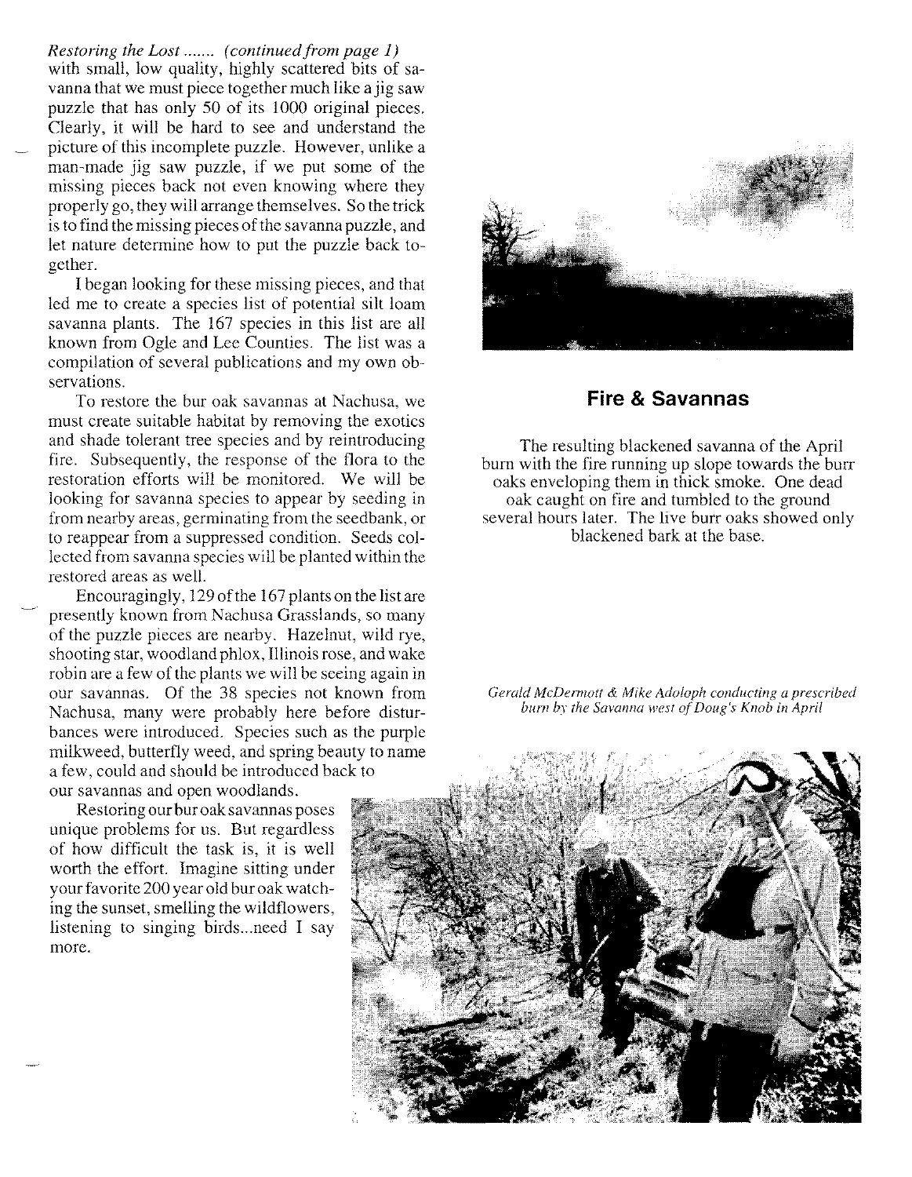*Restoring the Lost ....... (continued from page 1)*
with small, low quality, highly scattered bits of savanna that we must piece together much like a jig saw puzzle that has only 50 of its 1000 original pieces. Clearly, it will be hard to see and understand the picture of this incomplete puzzle. However, unlike a man-made jig saw puzzle, if we put some of the missing pieces back not even knowing where they properly go, they will arrange themselves. So the trick is to find the missing pieces of the savanna puzzle, and let nature determine how to put the puzzle back together.

I began looking for these missing pieces, and that led me to create a species list of potential silt loam savanna plants. The 167 species in this list are all known from Ogle and Lee Counties. The list was a compilation of several publications and my own observations.

To restore the bur oak savannas at Nachusa, we must create suitable habitat by removing the exotics and shade tolerant tree species and by reintroducing fire. Subsequently, the response of the flora to the restoration efforts will be monitored. We will be looking for savanna species to appear by seeding in from nearby areas, germinating from the seedbank, or to reappear from a suppressed condition. Seeds collected from savanna species will be planted within the restored areas as well.

Encouragingly, 129 of the 167 plants on the list are presently known from Nachusa Grasslands, so many of the puzzle pieces are nearby. Hazelnut, wild rye, shooting star, woodland phlox, Illinois rose, and wake robin are a few of the plants we will be seeing again in our savannas. Of the 38 species not known from Nachusa, many were probably here before disturbances were introduced. Species such as the purple milkweed, butterfly weed, and spring beauty to name a few, could and should be introduced back to our savannas and open woodlands.

Restoring our bur oak savannas poses unique problems for us. But regardless of how difficult the task is, it is well worth the effort. Imagine sitting under your favorite 200 year old bur oak watching the sunset, smelling the wildflowers, listening to singing birds...need I say more.

## Fire & Savannas

The resulting blackened savanna of the April burn with the fire running up slope towards the burr oaks enveloping them in thick smoke. One dead oak caught on fire and tumbled to the ground several hours later. The live burr oaks showed only blackened bark at the base.

*Gerald McDermott & Mike Adoloph conducting a prescribed burn by the Savanna west of Doug's Knob in April*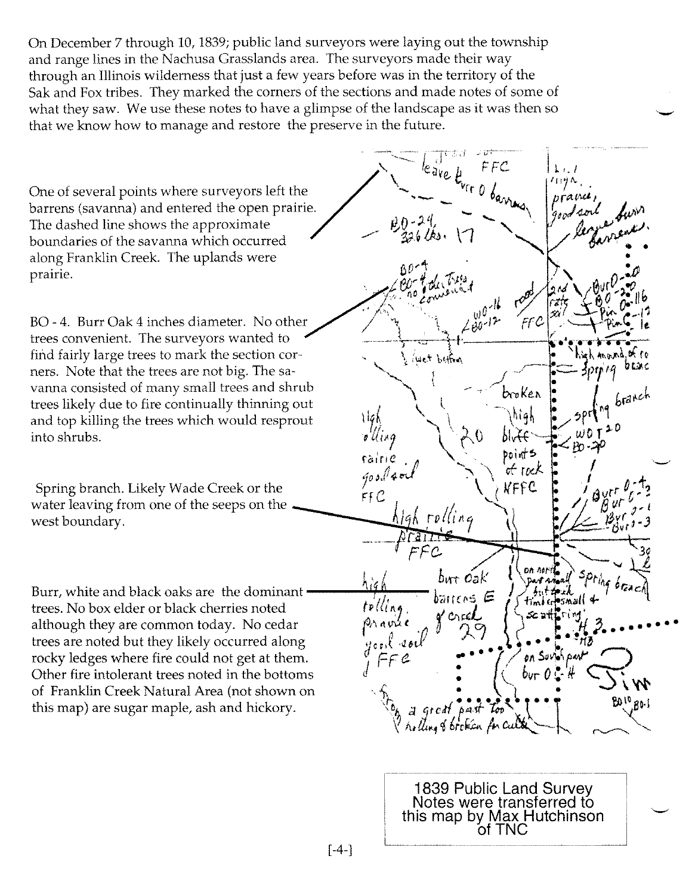On December 7 through 10, 1839; public land surveyors were laying out the township and range lines in the Nachusa Grasslands area. The surveyors made their way through an Illinois wilderness that just a few years before was in the territory of the Sak and Fox tribes. They marked the corners of the sections and made notes of some of what they saw. We use these notes to have a glimpse of the landscape as it was then so that we know how to manage and restore the preserve in the future.

One of several points where surveyors left the barrens (savanna) and entered the open prairie. The dashed line shows the approximate boundaries of the savanna which occurred along Franklin Creek. The uplands were prairie.

BO - 4. Burr Oak 4 inches diameter. No other trees convenient. The surveyors wanted to find fairly large trees to mark the section corners. Note that the trees are not big. The savanna consisted of many small trees and shrub trees likely due to fire continually thinning out and top killing the trees which would resprout into shrubs.

Spring branch. Likely Wade Creek or the water leaving from one of the seeps on the west boundary.

Burr, white and black oaks are the dominant trees. No box elder or black cherries noted although they are common today. No cedar trees are noted but they likely occurred along rocky ledges where fire could not get at them. Other fire intolerant trees noted in the bottoms of Franklin Creek Natural Area (not shown on this map) are sugar maple, ash and hickory.

1839 Public Land Survey Notes were transferred to this map by Max Hutchinson of TNC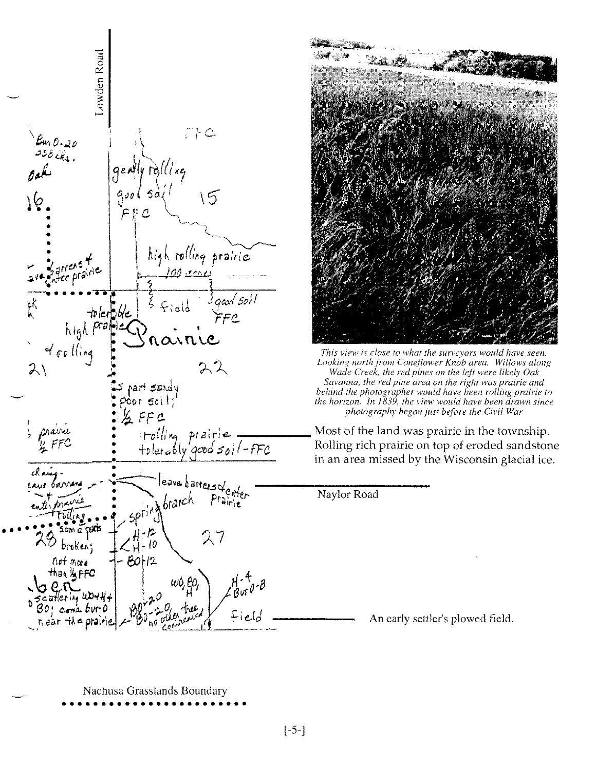This view is close to what the surveyors would have seen. Looking north from Coneflower Knob area. Willows along Wade Creek, the red pines on the left were likely Oak Savanna, the red pine area on the right was prairie and behind the photographer would have been rolling prairie to the horizon. In 1839, the view would have been drawn since photography began just before the Civil War

Lowden Road

Most of the land was prairie in the township. Rolling rich prairie on top of eroded sandstone in an area missed by the Wisconsin glacial ice.

Naylor Road

An early settler's plowed field.

Nachusa Grasslands Boundary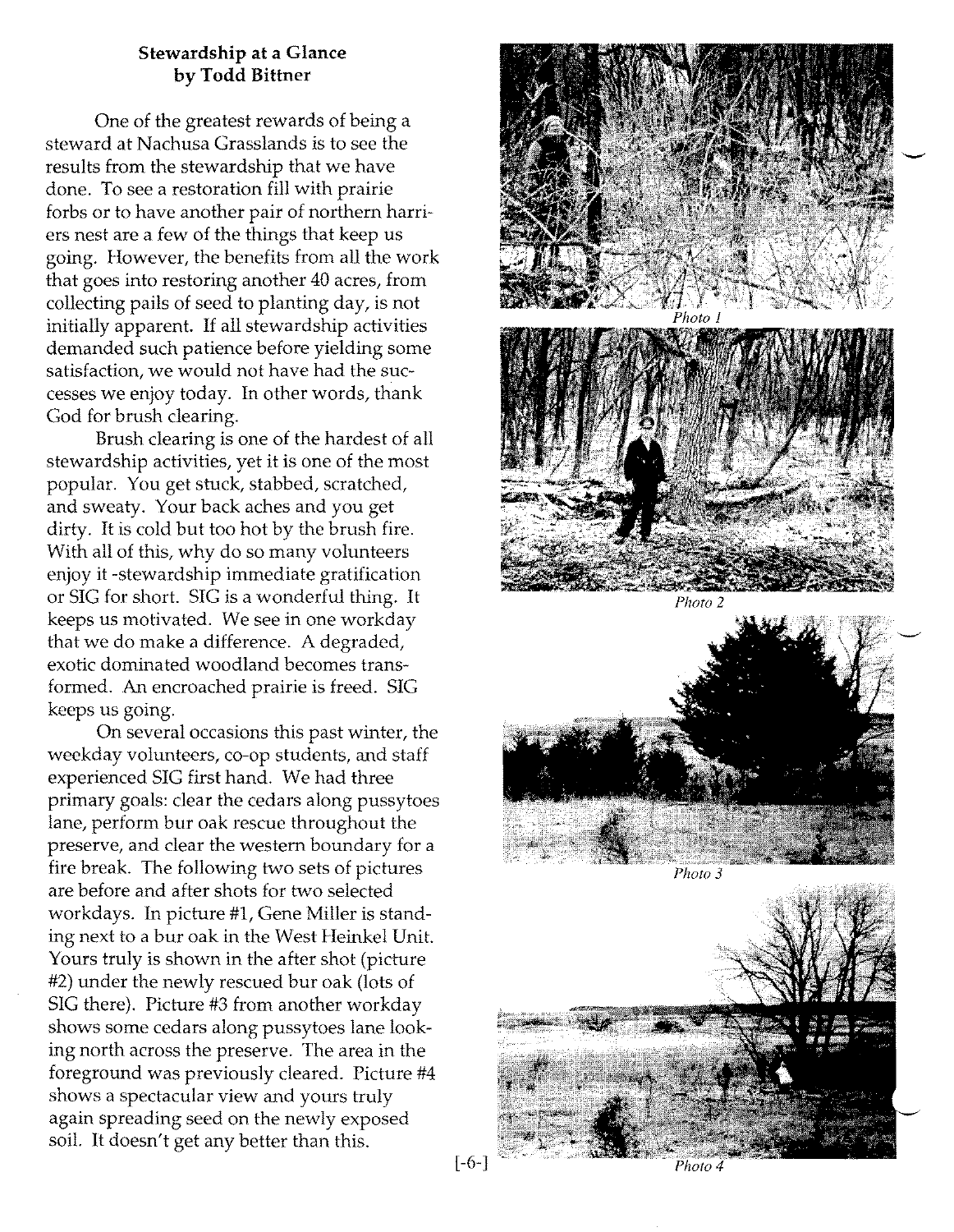## Stewardship at a Glance
### by Todd Bittner

One of the greatest rewards of being a steward at Nachusa Grasslands is to see the results from the stewardship that we have done. To see a restoration fill with prairie forbs or to have another pair of northern harriers nest are a few of the things that keep us going. However, the benefits from all the work that goes into restoring another 40 acres, from collecting pails of seed to planting day, is not initially apparent. If all stewardship activities demanded such patience before yielding some satisfaction, we would not have had the successes we enjoy today. In other words, thank God for brush clearing.

Brush clearing is one of the hardest of all stewardship activities, yet it is one of the most popular. You get stuck, stabbed, scratched, and sweaty. Your back aches and you get dirty. It is cold but too hot by the brush fire. With all of this, why do so many volunteers enjoy it -stewardship immediate gratification or SIG for short. SIG is a wonderful thing. It keeps us motivated. We see in one workday that we do make a difference. A degraded, exotic dominated woodland becomes transformed. An encroached prairie is freed. SIG keeps us going.

On several occasions this past winter, the weekday volunteers, co-op students, and staff experienced SIG first hand. We had three primary goals: clear the cedars along pussytoes lane, perform bur oak rescue throughout the preserve, and clear the western boundary for a fire break. The following two sets of pictures are before and after shots for two selected workdays. In picture #1, Gene Miller is standing next to a bur oak in the West Heinkel Unit. Yours truly is shown in the after shot (picture #2) under the newly rescued bur oak (lots of SIG there). Picture #3 from another workday shows some cedars along pussytoes lane looking north across the preserve. The area in the foreground was previously cleared. Picture #4 shows a spectacular view and yours truly again spreading seed on the newly exposed soil. It doesn't get any better than this.

*Photo 1*

*Photo 2*

*Photo 3*

*Photo 4*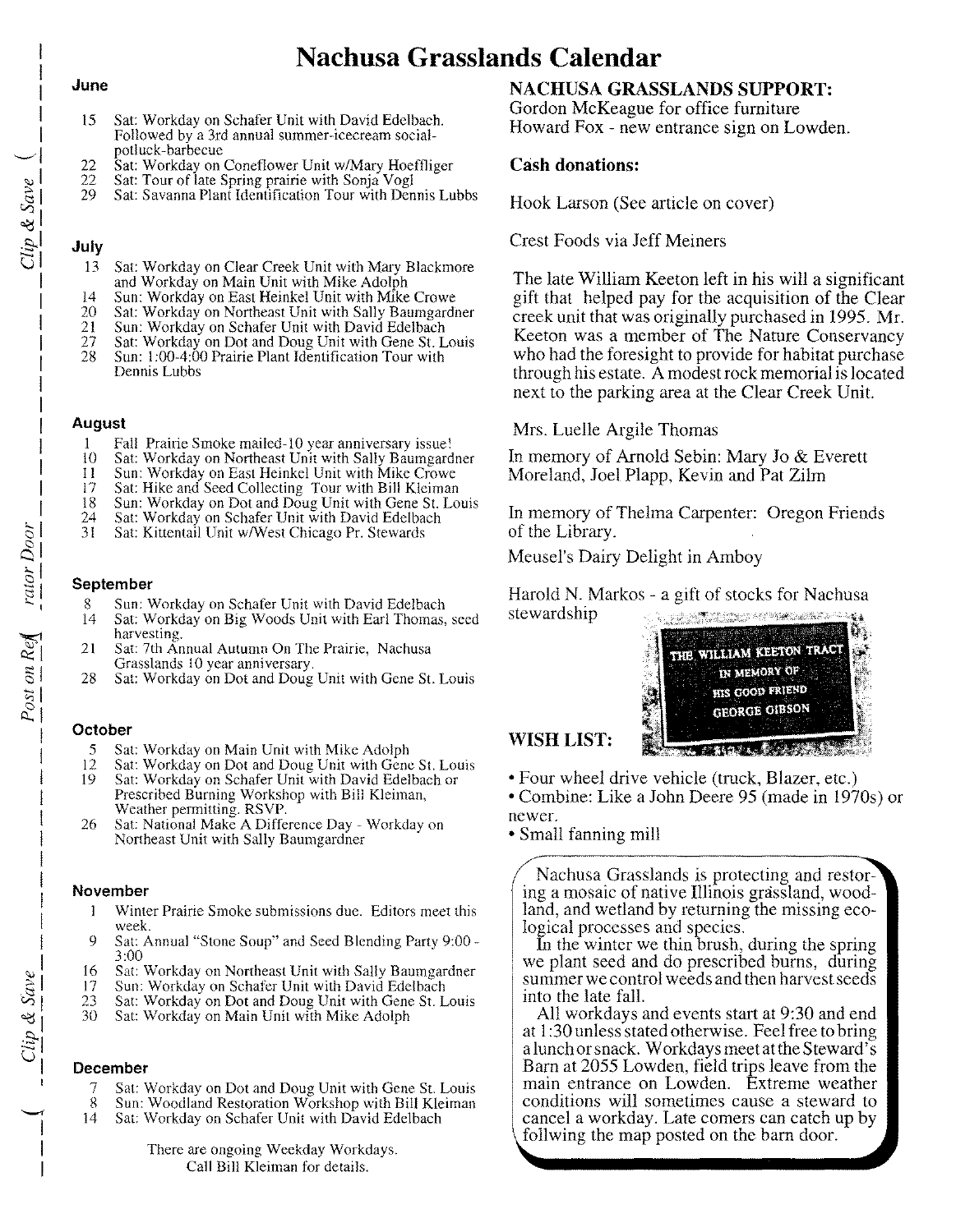# Nachusa Grasslands Calendar

## June

- 15 Sat: Workday on Schafer Unit with David Edelbach. Followed by a 3rd annual summer-icecream social-potluck-barbecue
- 22 Sat: Workday on Coneflower Unit w/Mary Hoeffliger
- 22 Sat: Tour of late Spring prairie with Sonja Vogl
- 29 Sat: Savanna Plant Identification Tour with Dennis Lubbs

## July

- 13 Sat: Workday on Clear Creek Unit with Mary Blackmore and Workday on Main Unit with Mike Adolph
- 14 Sun: Workday on East Heinkel Unit with Mike Crowe
- 20 Sat: Workday on Northeast Unit with Sally Baumgardner
- 21 Sun: Workday on Schafer Unit with David Edelbach
- 27 Sat: Workday on Dot and Doug Unit with Gene St. Louis
- 28 Sun: 1:00-4:00 Prairie Plant Identification Tour with Dennis Lubbs

## August

- 1 Fall Prairie Smoke mailed-10 year anniversary issue!
- 10 Sat: Workday on Northeast Unit with Sally Baumgardner
- 11 Sun: Workday on East Heinkel Unit with Mike Crowe
- 17 Sat: Hike and Seed Collecting Tour with Bill Kleiman
- 18 Sun: Workday on Dot and Doug Unit with Gene St. Louis
- 24 Sat: Workday on Schafer Unit with David Edelbach
- 31 Sat: Kittentail Unit w/West Chicago Pr. Stewards

## September

- 8 Sun: Workday on Schafer Unit with David Edelbach
- 14 Sat: Workday on Big Woods Unit with Earl Thomas, seed harvesting.
- 21 Sat: 7th Annual Autumn On The Prairie, Nachusa Grasslands 10 year anniversary.
- 28 Sat: Workday on Dot and Doug Unit with Gene St. Louis

## October

- 5 Sat: Workday on Main Unit with Mike Adolph
- 12 Sat: Workday on Dot and Doug Unit with Gene St. Louis
- 19 Sat: Workday on Schafer Unit with David Edelbach or Prescribed Burning Workshop with Bill Kleiman, Weather permitting. RSVP.
- 26 Sat: National Make A Difference Day - Workday on Northeast Unit with Sally Baumgardner

## November

- 1 Winter Prairie Smoke submissions due. Editors meet this week.
- 9 Sat: Annual "Stone Soup" and Seed Blending Party 9:00 - 3:00
- 16 Sat: Workday on Northeast Unit with Sally Baumgardner
- 17 Sun: Workday on Schafer Unit with David Edelbach
- 23 Sat: Workday on Dot and Doug Unit with Gene St. Louis
- 30 Sat: Workday on Main Unit with Mike Adolph

## December

- 7 Sat: Workday on Dot and Doug Unit with Gene St. Louis
- 8 Sun: Woodland Restoration Workshop with Bill Kleiman
- 14 Sat: Workday on Schafer Unit with David Edelbach

There are ongoing Weekday Workdays. Call Bill Kleiman for details.

*Clip & Save — Post on Refrigerator Door — Clip & Save*

## NACHUSA GRASSLANDS SUPPORT:

Gordon McKeague for office furniture
Howard Fox - new entrance sign on Lowden.

### Cash donations:

Hook Larson (See article on cover)

Crest Foods via Jeff Meiners

The late William Keeton left in his will a significant gift that helped pay for the acquisition of the Clear creek unit that was originally purchased in 1995. Mr. Keeton was a member of The Nature Conservancy who had the foresight to provide for habitat purchase through his estate. A modest rock memorial is located next to the parking area at the Clear Creek Unit.

Mrs. Luelle Argile Thomas

In memory of Arnold Sebin: Mary Jo & Everett Moreland, Joel Plapp, Kevin and Pat Zilm

In memory of Thelma Carpenter: Oregon Friends of the Library.

Meusel's Dairy Delight in Amboy

Harold N. Markos - a gift of stocks for Nachusa stewardship

THE WILLIAM KEETON TRACT
IN MEMORY OF
HIS GOOD FRIEND
GEORGE GIBSON

## WISH LIST:

- Four wheel drive vehicle (truck, Blazer, etc.)
- Combine: Like a John Deere 95 (made in 1970s) or newer.
- Small fanning mill

Nachusa Grasslands is protecting and restoring a mosaic of native Illinois grassland, woodland, and wetland by returning the missing ecological processes and species.

In the winter we thin brush, during the spring we plant seed and do prescribed burns, during summer we control weeds and then harvest seeds into the late fall.

All workdays and events start at 9:30 and end at 1:30 unless stated otherwise. Feel free to bring a lunch or snack. Workdays meet at the Steward's Barn at 2055 Lowden, field trips leave from the main entrance on Lowden. Extreme weather conditions will sometimes cause a steward to cancel a workday. Late comers can catch up by follwing the map posted on the barn door.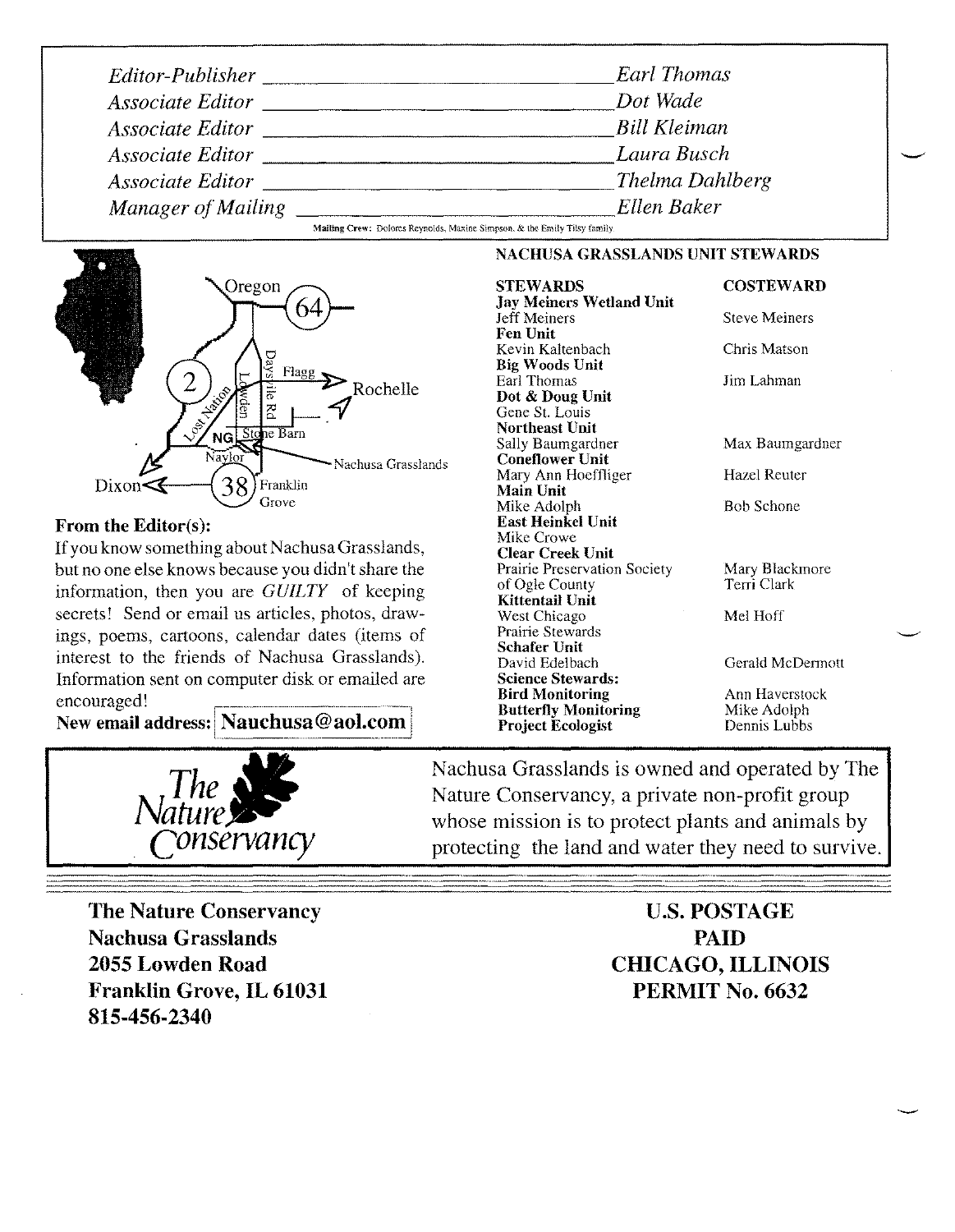| | |
|---|---|
| *Editor-Publisher* | *Earl Thomas* |
| *Associate Editor* | *Dot Wade* |
| *Associate Editor* | *Bill Kleiman* |
| *Associate Editor* | *Laura Busch* |
| *Associate Editor* | *Thelma Dahlberg* |
| *Manager of Mailing* | *Ellen Baker* |

**Mailing Crew:** Dolores Reynolds, Maxine Simpson, & the Emily Tilsy family

Oregon
64
2
Flagg
Rochelle
Lost Nation
Lowden
Daysville Rd
NG
Stone Barn
Naylor
Nachusa Grasslands
Dixon
38
Franklin Grove

**From the Editor(s):**

If you know something about Nachusa Grasslands, but no one else knows because you didn't share the information, then you are *GUILTY* of keeping secrets! Send or email us articles, photos, drawings, poems, cartoons, calendar dates (items of interest to the friends of Nachusa Grasslands). Information sent on computer disk or emailed are encouraged!

**New email address: Nauchusa@aol.com**

**NACHUSA GRASSLANDS UNIT STEWARDS**

| STEWARDS | COSTEWARD |
|---|---|
| **Jay Meiners Wetland Unit** | |
| Jeff Meiners | Steve Meiners |
| **Fen Unit** | |
| Kevin Kaltenbach | Chris Matson |
| **Big Woods Unit** | |
| Earl Thomas | Jim Lahman |
| **Dot & Doug Unit** | |
| Gene St. Louis | |
| **Northeast Unit** | |
| Sally Baumgardner | Max Baumgardner |
| **Coneflower Unit** | |
| Mary Ann Hoeffliger | Hazel Reuter |
| **Main Unit** | |
| Mike Adolph | Bob Schone |
| **East Heinkel Unit** | |
| Mike Crowe | |
| **Clear Creek Unit** | |
| Prairie Preservation Society of Ogle County | Mary Blackmore, Terri Clark |
| **Kittentail Unit** | |
| West Chicago Prairie Stewards | Mel Hoff |
| **Schafer Unit** | |
| David Edelbach | Gerald McDermott |
| **Science Stewards:** | |
| **Bird Monitoring** | Ann Haverstock |
| **Butterfly Monitoring** | Mike Adolph |
| **Project Ecologist** | Dennis Lubbs |

The Nature Conservancy

Nachusa Grasslands is owned and operated by The Nature Conservancy, a private non-profit group whose mission is to protect plants and animals by protecting the land and water they need to survive.

**The Nature Conservancy**
**Nachusa Grasslands**
**2055 Lowden Road**
**Franklin Grove, IL 61031**
**815-456-2340**

**U.S. POSTAGE**
**PAID**
**CHICAGO, ILLINOIS**
**PERMIT No. 6632**